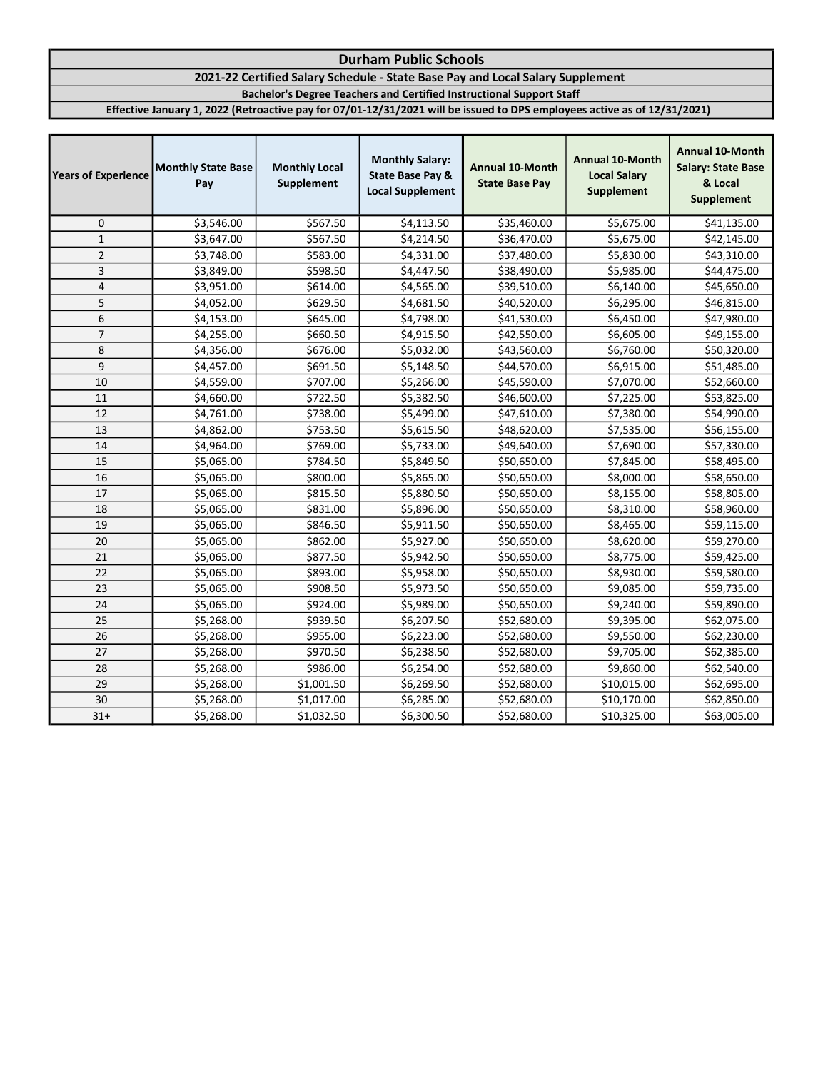# Durham Public Schools

## 2021-22 Certified Salary Schedule - State Base Pay and Local Salary Supplement

### Bachelor's Degree Teachers and Certified Instructional Support Staff

**Effective January 1, 2022 (Retroactive pay for 07/01-12/31/2021 will be issued to DPS employees active as of 12/31/2021)**

| Years of Experience | Monthly State Base Pay | Monthly Local Supplement | Monthly Salary: State Base Pay & Local Supplement | Annual 10-Month State Base Pay | Annual 10-Month Local Salary Supplement | Annual 10-Month Salary: State Base & Local Supplement |
|---|---|---|---|---|---|---|
| 0 | $3,546.00 | $567.50 | $4,113.50 | $35,460.00 | $5,675.00 | $41,135.00 |
| 1 | $3,647.00 | $567.50 | $4,214.50 | $36,470.00 | $5,675.00 | $42,145.00 |
| 2 | $3,748.00 | $583.00 | $4,331.00 | $37,480.00 | $5,830.00 | $43,310.00 |
| 3 | $3,849.00 | $598.50 | $4,447.50 | $38,490.00 | $5,985.00 | $44,475.00 |
| 4 | $3,951.00 | $614.00 | $4,565.00 | $39,510.00 | $6,140.00 | $45,650.00 |
| 5 | $4,052.00 | $629.50 | $4,681.50 | $40,520.00 | $6,295.00 | $46,815.00 |
| 6 | $4,153.00 | $645.00 | $4,798.00 | $41,530.00 | $6,450.00 | $47,980.00 |
| 7 | $4,255.00 | $660.50 | $4,915.50 | $42,550.00 | $6,605.00 | $49,155.00 |
| 8 | $4,356.00 | $676.00 | $5,032.00 | $43,560.00 | $6,760.00 | $50,320.00 |
| 9 | $4,457.00 | $691.50 | $5,148.50 | $44,570.00 | $6,915.00 | $51,485.00 |
| 10 | $4,559.00 | $707.00 | $5,266.00 | $45,590.00 | $7,070.00 | $52,660.00 |
| 11 | $4,660.00 | $722.50 | $5,382.50 | $46,600.00 | $7,225.00 | $53,825.00 |
| 12 | $4,761.00 | $738.00 | $5,499.00 | $47,610.00 | $7,380.00 | $54,990.00 |
| 13 | $4,862.00 | $753.50 | $5,615.50 | $48,620.00 | $7,535.00 | $56,155.00 |
| 14 | $4,964.00 | $769.00 | $5,733.00 | $49,640.00 | $7,690.00 | $57,330.00 |
| 15 | $5,065.00 | $784.50 | $5,849.50 | $50,650.00 | $7,845.00 | $58,495.00 |
| 16 | $5,065.00 | $800.00 | $5,865.00 | $50,650.00 | $8,000.00 | $58,650.00 |
| 17 | $5,065.00 | $815.50 | $5,880.50 | $50,650.00 | $8,155.00 | $58,805.00 |
| 18 | $5,065.00 | $831.00 | $5,896.00 | $50,650.00 | $8,310.00 | $58,960.00 |
| 19 | $5,065.00 | $846.50 | $5,911.50 | $50,650.00 | $8,465.00 | $59,115.00 |
| 20 | $5,065.00 | $862.00 | $5,927.00 | $50,650.00 | $8,620.00 | $59,270.00 |
| 21 | $5,065.00 | $877.50 | $5,942.50 | $50,650.00 | $8,775.00 | $59,425.00 |
| 22 | $5,065.00 | $893.00 | $5,958.00 | $50,650.00 | $8,930.00 | $59,580.00 |
| 23 | $5,065.00 | $908.50 | $5,973.50 | $50,650.00 | $9,085.00 | $59,735.00 |
| 24 | $5,065.00 | $924.00 | $5,989.00 | $50,650.00 | $9,240.00 | $59,890.00 |
| 25 | $5,268.00 | $939.50 | $6,207.50 | $52,680.00 | $9,395.00 | $62,075.00 |
| 26 | $5,268.00 | $955.00 | $6,223.00 | $52,680.00 | $9,550.00 | $62,230.00 |
| 27 | $5,268.00 | $970.50 | $6,238.50 | $52,680.00 | $9,705.00 | $62,385.00 |
| 28 | $5,268.00 | $986.00 | $6,254.00 | $52,680.00 | $9,860.00 | $62,540.00 |
| 29 | $5,268.00 | $1,001.50 | $6,269.50 | $52,680.00 | $10,015.00 | $62,695.00 |
| 30 | $5,268.00 | $1,017.00 | $6,285.00 | $52,680.00 | $10,170.00 | $62,850.00 |
| 31+ | $5,268.00 | $1,032.50 | $6,300.50 | $52,680.00 | $10,325.00 | $63,005.00 |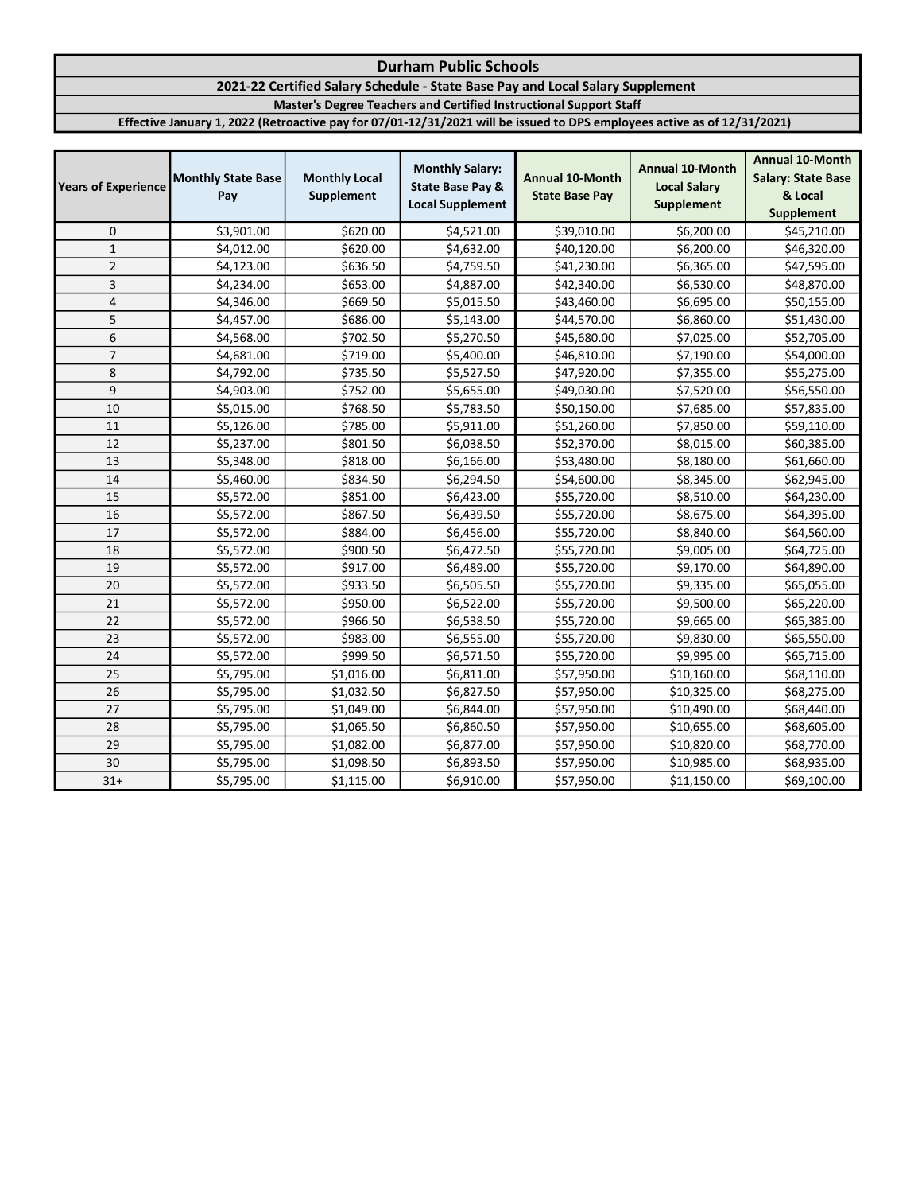# Durham Public Schools

## 2021-22 Certified Salary Schedule - State Base Pay and Local Salary Supplement

### Master's Degree Teachers and Certified Instructional Support Staff

**Effective January 1, 2022 (Retroactive pay for 07/01-12/31/2021 will be issued to DPS employees active as of 12/31/2021)**

| Years of Experience | Monthly State Base Pay | Monthly Local Supplement | Monthly Salary: State Base Pay & Local Supplement | Annual 10-Month State Base Pay | Annual 10-Month Local Salary Supplement | Annual 10-Month Salary: State Base & Local Supplement |
|---|---|---|---|---|---|---|
| 0 | $3,901.00 | $620.00 | $4,521.00 | $39,010.00 | $6,200.00 | $45,210.00 |
| 1 | $4,012.00 | $620.00 | $4,632.00 | $40,120.00 | $6,200.00 | $46,320.00 |
| 2 | $4,123.00 | $636.50 | $4,759.50 | $41,230.00 | $6,365.00 | $47,595.00 |
| 3 | $4,234.00 | $653.00 | $4,887.00 | $42,340.00 | $6,530.00 | $48,870.00 |
| 4 | $4,346.00 | $669.50 | $5,015.50 | $43,460.00 | $6,695.00 | $50,155.00 |
| 5 | $4,457.00 | $686.00 | $5,143.00 | $44,570.00 | $6,860.00 | $51,430.00 |
| 6 | $4,568.00 | $702.50 | $5,270.50 | $45,680.00 | $7,025.00 | $52,705.00 |
| 7 | $4,681.00 | $719.00 | $5,400.00 | $46,810.00 | $7,190.00 | $54,000.00 |
| 8 | $4,792.00 | $735.50 | $5,527.50 | $47,920.00 | $7,355.00 | $55,275.00 |
| 9 | $4,903.00 | $752.00 | $5,655.00 | $49,030.00 | $7,520.00 | $56,550.00 |
| 10 | $5,015.00 | $768.50 | $5,783.50 | $50,150.00 | $7,685.00 | $57,835.00 |
| 11 | $5,126.00 | $785.00 | $5,911.00 | $51,260.00 | $7,850.00 | $59,110.00 |
| 12 | $5,237.00 | $801.50 | $6,038.50 | $52,370.00 | $8,015.00 | $60,385.00 |
| 13 | $5,348.00 | $818.00 | $6,166.00 | $53,480.00 | $8,180.00 | $61,660.00 |
| 14 | $5,460.00 | $834.50 | $6,294.50 | $54,600.00 | $8,345.00 | $62,945.00 |
| 15 | $5,572.00 | $851.00 | $6,423.00 | $55,720.00 | $8,510.00 | $64,230.00 |
| 16 | $5,572.00 | $867.50 | $6,439.50 | $55,720.00 | $8,675.00 | $64,395.00 |
| 17 | $5,572.00 | $884.00 | $6,456.00 | $55,720.00 | $8,840.00 | $64,560.00 |
| 18 | $5,572.00 | $900.50 | $6,472.50 | $55,720.00 | $9,005.00 | $64,725.00 |
| 19 | $5,572.00 | $917.00 | $6,489.00 | $55,720.00 | $9,170.00 | $64,890.00 |
| 20 | $5,572.00 | $933.50 | $6,505.50 | $55,720.00 | $9,335.00 | $65,055.00 |
| 21 | $5,572.00 | $950.00 | $6,522.00 | $55,720.00 | $9,500.00 | $65,220.00 |
| 22 | $5,572.00 | $966.50 | $6,538.50 | $55,720.00 | $9,665.00 | $65,385.00 |
| 23 | $5,572.00 | $983.00 | $6,555.00 | $55,720.00 | $9,830.00 | $65,550.00 |
| 24 | $5,572.00 | $999.50 | $6,571.50 | $55,720.00 | $9,995.00 | $65,715.00 |
| 25 | $5,795.00 | $1,016.00 | $6,811.00 | $57,950.00 | $10,160.00 | $68,110.00 |
| 26 | $5,795.00 | $1,032.50 | $6,827.50 | $57,950.00 | $10,325.00 | $68,275.00 |
| 27 | $5,795.00 | $1,049.00 | $6,844.00 | $57,950.00 | $10,490.00 | $68,440.00 |
| 28 | $5,795.00 | $1,065.50 | $6,860.50 | $57,950.00 | $10,655.00 | $68,605.00 |
| 29 | $5,795.00 | $1,082.00 | $6,877.00 | $57,950.00 | $10,820.00 | $68,770.00 |
| 30 | $5,795.00 | $1,098.50 | $6,893.50 | $57,950.00 | $10,985.00 | $68,935.00 |
| 31+ | $5,795.00 | $1,115.00 | $6,910.00 | $57,950.00 | $11,150.00 | $69,100.00 |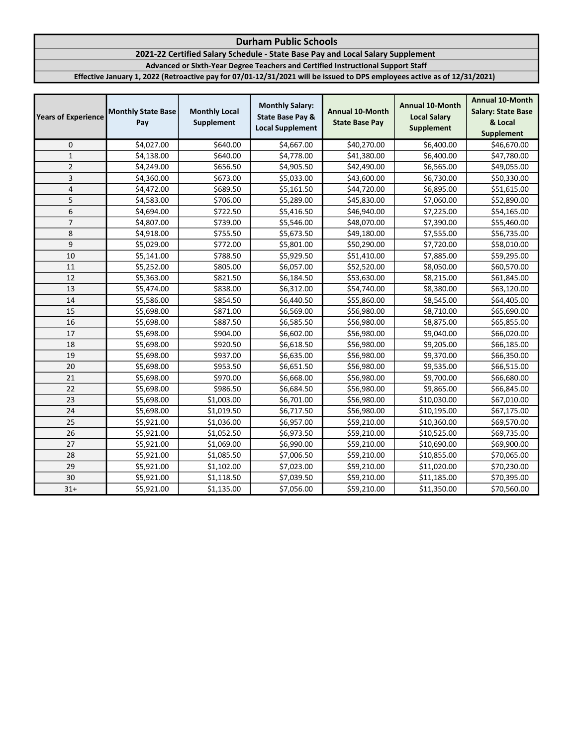# Durham Public Schools

## 2021-22 Certified Salary Schedule - State Base Pay and Local Salary Supplement

### Advanced or Sixth-Year Degree Teachers and Certified Instructional Support Staff

**Effective January 1, 2022 (Retroactive pay for 07/01-12/31/2021 will be issued to DPS employees active as of 12/31/2021)**

| Years of Experience | Monthly State Base Pay | Monthly Local Supplement | Monthly Salary: State Base Pay & Local Supplement | Annual 10-Month State Base Pay | Annual 10-Month Local Salary Supplement | Annual 10-Month Salary: State Base & Local Supplement |
|---|---|---|---|---|---|---|
| 0 | $4,027.00 | $640.00 | $4,667.00 | $40,270.00 | $6,400.00 | $46,670.00 |
| 1 | $4,138.00 | $640.00 | $4,778.00 | $41,380.00 | $6,400.00 | $47,780.00 |
| 2 | $4,249.00 | $656.50 | $4,905.50 | $42,490.00 | $6,565.00 | $49,055.00 |
| 3 | $4,360.00 | $673.00 | $5,033.00 | $43,600.00 | $6,730.00 | $50,330.00 |
| 4 | $4,472.00 | $689.50 | $5,161.50 | $44,720.00 | $6,895.00 | $51,615.00 |
| 5 | $4,583.00 | $706.00 | $5,289.00 | $45,830.00 | $7,060.00 | $52,890.00 |
| 6 | $4,694.00 | $722.50 | $5,416.50 | $46,940.00 | $7,225.00 | $54,165.00 |
| 7 | $4,807.00 | $739.00 | $5,546.00 | $48,070.00 | $7,390.00 | $55,460.00 |
| 8 | $4,918.00 | $755.50 | $5,673.50 | $49,180.00 | $7,555.00 | $56,735.00 |
| 9 | $5,029.00 | $772.00 | $5,801.00 | $50,290.00 | $7,720.00 | $58,010.00 |
| 10 | $5,141.00 | $788.50 | $5,929.50 | $51,410.00 | $7,885.00 | $59,295.00 |
| 11 | $5,252.00 | $805.00 | $6,057.00 | $52,520.00 | $8,050.00 | $60,570.00 |
| 12 | $5,363.00 | $821.50 | $6,184.50 | $53,630.00 | $8,215.00 | $61,845.00 |
| 13 | $5,474.00 | $838.00 | $6,312.00 | $54,740.00 | $8,380.00 | $63,120.00 |
| 14 | $5,586.00 | $854.50 | $6,440.50 | $55,860.00 | $8,545.00 | $64,405.00 |
| 15 | $5,698.00 | $871.00 | $6,569.00 | $56,980.00 | $8,710.00 | $65,690.00 |
| 16 | $5,698.00 | $887.50 | $6,585.50 | $56,980.00 | $8,875.00 | $65,855.00 |
| 17 | $5,698.00 | $904.00 | $6,602.00 | $56,980.00 | $9,040.00 | $66,020.00 |
| 18 | $5,698.00 | $920.50 | $6,618.50 | $56,980.00 | $9,205.00 | $66,185.00 |
| 19 | $5,698.00 | $937.00 | $6,635.00 | $56,980.00 | $9,370.00 | $66,350.00 |
| 20 | $5,698.00 | $953.50 | $6,651.50 | $56,980.00 | $9,535.00 | $66,515.00 |
| 21 | $5,698.00 | $970.00 | $6,668.00 | $56,980.00 | $9,700.00 | $66,680.00 |
| 22 | $5,698.00 | $986.50 | $6,684.50 | $56,980.00 | $9,865.00 | $66,845.00 |
| 23 | $5,698.00 | $1,003.00 | $6,701.00 | $56,980.00 | $10,030.00 | $67,010.00 |
| 24 | $5,698.00 | $1,019.50 | $6,717.50 | $56,980.00 | $10,195.00 | $67,175.00 |
| 25 | $5,921.00 | $1,036.00 | $6,957.00 | $59,210.00 | $10,360.00 | $69,570.00 |
| 26 | $5,921.00 | $1,052.50 | $6,973.50 | $59,210.00 | $10,525.00 | $69,735.00 |
| 27 | $5,921.00 | $1,069.00 | $6,990.00 | $59,210.00 | $10,690.00 | $69,900.00 |
| 28 | $5,921.00 | $1,085.50 | $7,006.50 | $59,210.00 | $10,855.00 | $70,065.00 |
| 29 | $5,921.00 | $1,102.00 | $7,023.00 | $59,210.00 | $11,020.00 | $70,230.00 |
| 30 | $5,921.00 | $1,118.50 | $7,039.50 | $59,210.00 | $11,185.00 | $70,395.00 |
| 31+ | $5,921.00 | $1,135.00 | $7,056.00 | $59,210.00 | $11,350.00 | $70,560.00 |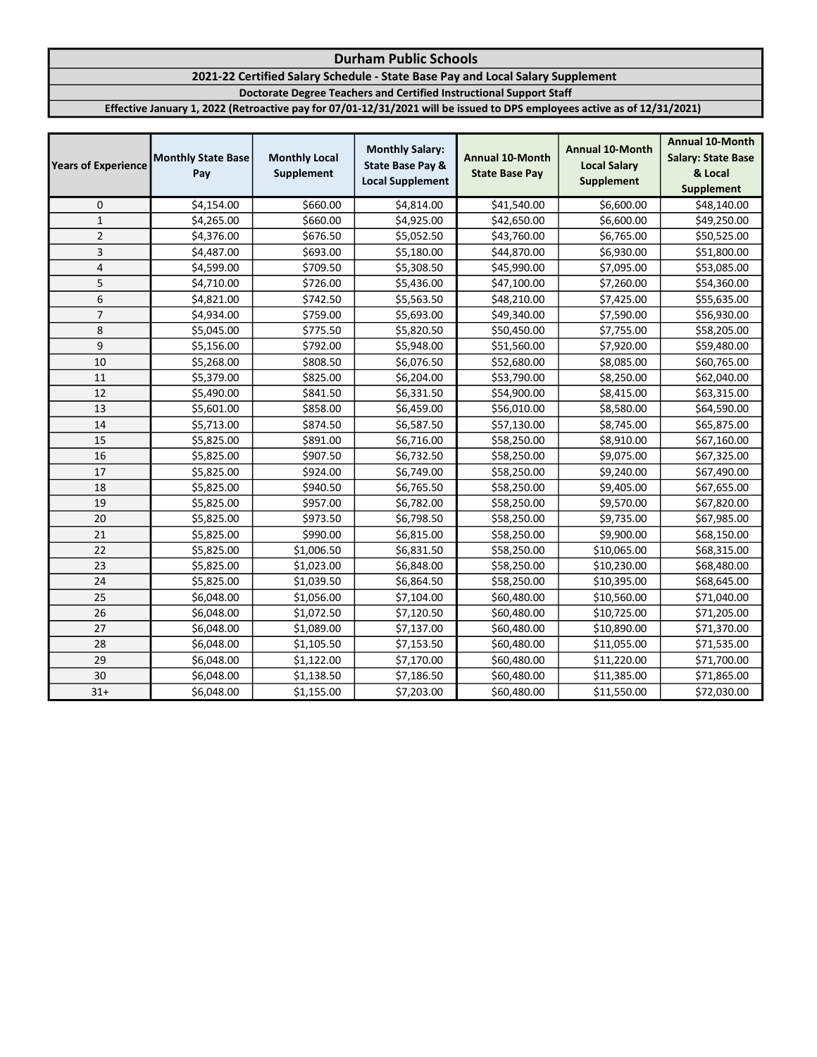# Durham Public Schools

## 2021-22 Certified Salary Schedule - State Base Pay and Local Salary Supplement

### Doctorate Degree Teachers and Certified Instructional Support Staff

**Effective January 1, 2022 (Retroactive pay for 07/01-12/31/2021 will be issued to DPS employees active as of 12/31/2021)**

| Years of Experience | Monthly State Base Pay | Monthly Local Supplement | Monthly Salary: State Base Pay & Local Supplement | Annual 10-Month State Base Pay | Annual 10-Month Local Salary Supplement | Annual 10-Month Salary: State Base & Local Supplement |
|---|---|---|---|---|---|---|
| 0 | $4,154.00 | $660.00 | $4,814.00 | $41,540.00 | $6,600.00 | $48,140.00 |
| 1 | $4,265.00 | $660.00 | $4,925.00 | $42,650.00 | $6,600.00 | $49,250.00 |
| 2 | $4,376.00 | $676.50 | $5,052.50 | $43,760.00 | $6,765.00 | $50,525.00 |
| 3 | $4,487.00 | $693.00 | $5,180.00 | $44,870.00 | $6,930.00 | $51,800.00 |
| 4 | $4,599.00 | $709.50 | $5,308.50 | $45,990.00 | $7,095.00 | $53,085.00 |
| 5 | $4,710.00 | $726.00 | $5,436.00 | $47,100.00 | $7,260.00 | $54,360.00 |
| 6 | $4,821.00 | $742.50 | $5,563.50 | $48,210.00 | $7,425.00 | $55,635.00 |
| 7 | $4,934.00 | $759.00 | $5,693.00 | $49,340.00 | $7,590.00 | $56,930.00 |
| 8 | $5,045.00 | $775.50 | $5,820.50 | $50,450.00 | $7,755.00 | $58,205.00 |
| 9 | $5,156.00 | $792.00 | $5,948.00 | $51,560.00 | $7,920.00 | $59,480.00 |
| 10 | $5,268.00 | $808.50 | $6,076.50 | $52,680.00 | $8,085.00 | $60,765.00 |
| 11 | $5,379.00 | $825.00 | $6,204.00 | $53,790.00 | $8,250.00 | $62,040.00 |
| 12 | $5,490.00 | $841.50 | $6,331.50 | $54,900.00 | $8,415.00 | $63,315.00 |
| 13 | $5,601.00 | $858.00 | $6,459.00 | $56,010.00 | $8,580.00 | $64,590.00 |
| 14 | $5,713.00 | $874.50 | $6,587.50 | $57,130.00 | $8,745.00 | $65,875.00 |
| 15 | $5,825.00 | $891.00 | $6,716.00 | $58,250.00 | $8,910.00 | $67,160.00 |
| 16 | $5,825.00 | $907.50 | $6,732.50 | $58,250.00 | $9,075.00 | $67,325.00 |
| 17 | $5,825.00 | $924.00 | $6,749.00 | $58,250.00 | $9,240.00 | $67,490.00 |
| 18 | $5,825.00 | $940.50 | $6,765.50 | $58,250.00 | $9,405.00 | $67,655.00 |
| 19 | $5,825.00 | $957.00 | $6,782.00 | $58,250.00 | $9,570.00 | $67,820.00 |
| 20 | $5,825.00 | $973.50 | $6,798.50 | $58,250.00 | $9,735.00 | $67,985.00 |
| 21 | $5,825.00 | $990.00 | $6,815.00 | $58,250.00 | $9,900.00 | $68,150.00 |
| 22 | $5,825.00 | $1,006.50 | $6,831.50 | $58,250.00 | $10,065.00 | $68,315.00 |
| 23 | $5,825.00 | $1,023.00 | $6,848.00 | $58,250.00 | $10,230.00 | $68,480.00 |
| 24 | $5,825.00 | $1,039.50 | $6,864.50 | $58,250.00 | $10,395.00 | $68,645.00 |
| 25 | $6,048.00 | $1,056.00 | $7,104.00 | $60,480.00 | $10,560.00 | $71,040.00 |
| 26 | $6,048.00 | $1,072.50 | $7,120.50 | $60,480.00 | $10,725.00 | $71,205.00 |
| 27 | $6,048.00 | $1,089.00 | $7,137.00 | $60,480.00 | $10,890.00 | $71,370.00 |
| 28 | $6,048.00 | $1,105.50 | $7,153.50 | $60,480.00 | $11,055.00 | $71,535.00 |
| 29 | $6,048.00 | $1,122.00 | $7,170.00 | $60,480.00 | $11,220.00 | $71,700.00 |
| 30 | $6,048.00 | $1,138.50 | $7,186.50 | $60,480.00 | $11,385.00 | $71,865.00 |
| 31+ | $6,048.00 | $1,155.00 | $7,203.00 | $60,480.00 | $11,550.00 | $72,030.00 |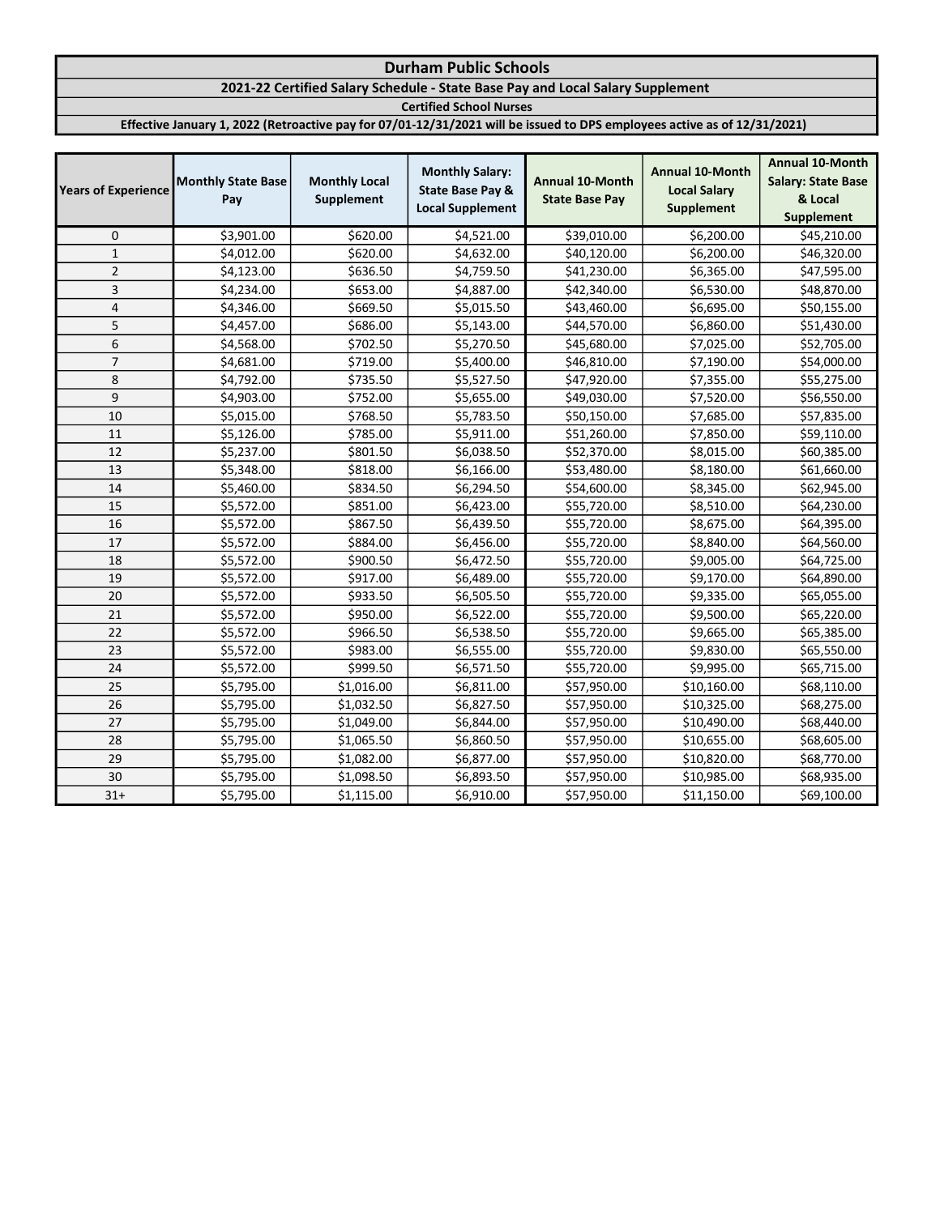# Durham Public Schools

## 2021-22 Certified Salary Schedule - State Base Pay and Local Salary Supplement

### Certified School Nurses

**Effective January 1, 2022 (Retroactive pay for 07/01-12/31/2021 will be issued to DPS employees active as of 12/31/2021)**

| Years of Experience | Monthly State Base Pay | Monthly Local Supplement | Monthly Salary: State Base Pay & Local Supplement | Annual 10-Month State Base Pay | Annual 10-Month Local Salary Supplement | Annual 10-Month Salary: State Base & Local Supplement |
|---|---|---|---|---|---|---|
| 0 | $3,901.00 | $620.00 | $4,521.00 | $39,010.00 | $6,200.00 | $45,210.00 |
| 1 | $4,012.00 | $620.00 | $4,632.00 | $40,120.00 | $6,200.00 | $46,320.00 |
| 2 | $4,123.00 | $636.50 | $4,759.50 | $41,230.00 | $6,365.00 | $47,595.00 |
| 3 | $4,234.00 | $653.00 | $4,887.00 | $42,340.00 | $6,530.00 | $48,870.00 |
| 4 | $4,346.00 | $669.50 | $5,015.50 | $43,460.00 | $6,695.00 | $50,155.00 |
| 5 | $4,457.00 | $686.00 | $5,143.00 | $44,570.00 | $6,860.00 | $51,430.00 |
| 6 | $4,568.00 | $702.50 | $5,270.50 | $45,680.00 | $7,025.00 | $52,705.00 |
| 7 | $4,681.00 | $719.00 | $5,400.00 | $46,810.00 | $7,190.00 | $54,000.00 |
| 8 | $4,792.00 | $735.50 | $5,527.50 | $47,920.00 | $7,355.00 | $55,275.00 |
| 9 | $4,903.00 | $752.00 | $5,655.00 | $49,030.00 | $7,520.00 | $56,550.00 |
| 10 | $5,015.00 | $768.50 | $5,783.50 | $50,150.00 | $7,685.00 | $57,835.00 |
| 11 | $5,126.00 | $785.00 | $5,911.00 | $51,260.00 | $7,850.00 | $59,110.00 |
| 12 | $5,237.00 | $801.50 | $6,038.50 | $52,370.00 | $8,015.00 | $60,385.00 |
| 13 | $5,348.00 | $818.00 | $6,166.00 | $53,480.00 | $8,180.00 | $61,660.00 |
| 14 | $5,460.00 | $834.50 | $6,294.50 | $54,600.00 | $8,345.00 | $62,945.00 |
| 15 | $5,572.00 | $851.00 | $6,423.00 | $55,720.00 | $8,510.00 | $64,230.00 |
| 16 | $5,572.00 | $867.50 | $6,439.50 | $55,720.00 | $8,675.00 | $64,395.00 |
| 17 | $5,572.00 | $884.00 | $6,456.00 | $55,720.00 | $8,840.00 | $64,560.00 |
| 18 | $5,572.00 | $900.50 | $6,472.50 | $55,720.00 | $9,005.00 | $64,725.00 |
| 19 | $5,572.00 | $917.00 | $6,489.00 | $55,720.00 | $9,170.00 | $64,890.00 |
| 20 | $5,572.00 | $933.50 | $6,505.50 | $55,720.00 | $9,335.00 | $65,055.00 |
| 21 | $5,572.00 | $950.00 | $6,522.00 | $55,720.00 | $9,500.00 | $65,220.00 |
| 22 | $5,572.00 | $966.50 | $6,538.50 | $55,720.00 | $9,665.00 | $65,385.00 |
| 23 | $5,572.00 | $983.00 | $6,555.00 | $55,720.00 | $9,830.00 | $65,550.00 |
| 24 | $5,572.00 | $999.50 | $6,571.50 | $55,720.00 | $9,995.00 | $65,715.00 |
| 25 | $5,795.00 | $1,016.00 | $6,811.00 | $57,950.00 | $10,160.00 | $68,110.00 |
| 26 | $5,795.00 | $1,032.50 | $6,827.50 | $57,950.00 | $10,325.00 | $68,275.00 |
| 27 | $5,795.00 | $1,049.00 | $6,844.00 | $57,950.00 | $10,490.00 | $68,440.00 |
| 28 | $5,795.00 | $1,065.50 | $6,860.50 | $57,950.00 | $10,655.00 | $68,605.00 |
| 29 | $5,795.00 | $1,082.00 | $6,877.00 | $57,950.00 | $10,820.00 | $68,770.00 |
| 30 | $5,795.00 | $1,098.50 | $6,893.50 | $57,950.00 | $10,985.00 | $68,935.00 |
| 31+ | $5,795.00 | $1,115.00 | $6,910.00 | $57,950.00 | $11,150.00 | $69,100.00 |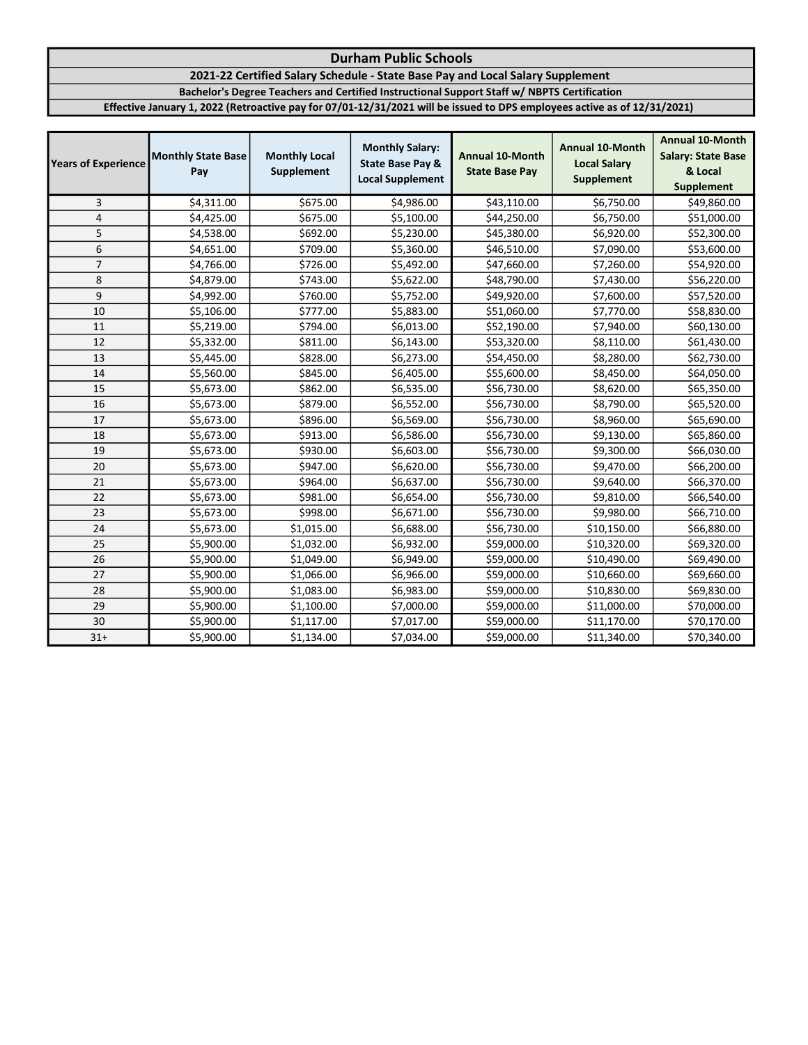# Durham Public Schools

## 2021-22 Certified Salary Schedule - State Base Pay and Local Salary Supplement

### Bachelor's Degree Teachers and Certified Instructional Support Staff w/ NBPTS Certification

**Effective January 1, 2022 (Retroactive pay for 07/01-12/31/2021 will be issued to DPS employees active as of 12/31/2021)**

| Years of Experience | Monthly State Base Pay | Monthly Local Supplement | Monthly Salary: State Base Pay & Local Supplement | Annual 10-Month State Base Pay | Annual 10-Month Local Salary Supplement | Annual 10-Month Salary: State Base & Local Supplement |
|---|---|---|---|---|---|---|
| 3 | $4,311.00 | $675.00 | $4,986.00 | $43,110.00 | $6,750.00 | $49,860.00 |
| 4 | $4,425.00 | $675.00 | $5,100.00 | $44,250.00 | $6,750.00 | $51,000.00 |
| 5 | $4,538.00 | $692.00 | $5,230.00 | $45,380.00 | $6,920.00 | $52,300.00 |
| 6 | $4,651.00 | $709.00 | $5,360.00 | $46,510.00 | $7,090.00 | $53,600.00 |
| 7 | $4,766.00 | $726.00 | $5,492.00 | $47,660.00 | $7,260.00 | $54,920.00 |
| 8 | $4,879.00 | $743.00 | $5,622.00 | $48,790.00 | $7,430.00 | $56,220.00 |
| 9 | $4,992.00 | $760.00 | $5,752.00 | $49,920.00 | $7,600.00 | $57,520.00 |
| 10 | $5,106.00 | $777.00 | $5,883.00 | $51,060.00 | $7,770.00 | $58,830.00 |
| 11 | $5,219.00 | $794.00 | $6,013.00 | $52,190.00 | $7,940.00 | $60,130.00 |
| 12 | $5,332.00 | $811.00 | $6,143.00 | $53,320.00 | $8,110.00 | $61,430.00 |
| 13 | $5,445.00 | $828.00 | $6,273.00 | $54,450.00 | $8,280.00 | $62,730.00 |
| 14 | $5,560.00 | $845.00 | $6,405.00 | $55,600.00 | $8,450.00 | $64,050.00 |
| 15 | $5,673.00 | $862.00 | $6,535.00 | $56,730.00 | $8,620.00 | $65,350.00 |
| 16 | $5,673.00 | $879.00 | $6,552.00 | $56,730.00 | $8,790.00 | $65,520.00 |
| 17 | $5,673.00 | $896.00 | $6,569.00 | $56,730.00 | $8,960.00 | $65,690.00 |
| 18 | $5,673.00 | $913.00 | $6,586.00 | $56,730.00 | $9,130.00 | $65,860.00 |
| 19 | $5,673.00 | $930.00 | $6,603.00 | $56,730.00 | $9,300.00 | $66,030.00 |
| 20 | $5,673.00 | $947.00 | $6,620.00 | $56,730.00 | $9,470.00 | $66,200.00 |
| 21 | $5,673.00 | $964.00 | $6,637.00 | $56,730.00 | $9,640.00 | $66,370.00 |
| 22 | $5,673.00 | $981.00 | $6,654.00 | $56,730.00 | $9,810.00 | $66,540.00 |
| 23 | $5,673.00 | $998.00 | $6,671.00 | $56,730.00 | $9,980.00 | $66,710.00 |
| 24 | $5,673.00 | $1,015.00 | $6,688.00 | $56,730.00 | $10,150.00 | $66,880.00 |
| 25 | $5,900.00 | $1,032.00 | $6,932.00 | $59,000.00 | $10,320.00 | $69,320.00 |
| 26 | $5,900.00 | $1,049.00 | $6,949.00 | $59,000.00 | $10,490.00 | $69,490.00 |
| 27 | $5,900.00 | $1,066.00 | $6,966.00 | $59,000.00 | $10,660.00 | $69,660.00 |
| 28 | $5,900.00 | $1,083.00 | $6,983.00 | $59,000.00 | $10,830.00 | $69,830.00 |
| 29 | $5,900.00 | $1,100.00 | $7,000.00 | $59,000.00 | $11,000.00 | $70,000.00 |
| 30 | $5,900.00 | $1,117.00 | $7,017.00 | $59,000.00 | $11,170.00 | $70,170.00 |
| 31+ | $5,900.00 | $1,134.00 | $7,034.00 | $59,000.00 | $11,340.00 | $70,340.00 |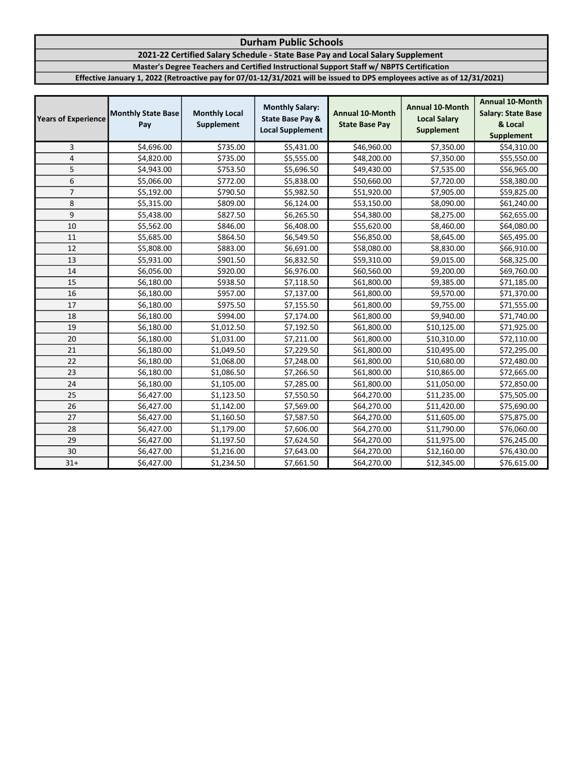# Durham Public Schools

## 2021-22 Certified Salary Schedule - State Base Pay and Local Salary Supplement

### Master's Degree Teachers and Certified Instructional Support Staff w/ NBPTS Certification

**Effective January 1, 2022 (Retroactive pay for 07/01-12/31/2021 will be issued to DPS employees active as of 12/31/2021)**

| Years of Experience | Monthly State Base Pay | Monthly Local Supplement | Monthly Salary: State Base Pay & Local Supplement | Annual 10-Month State Base Pay | Annual 10-Month Local Salary Supplement | Annual 10-Month Salary: State Base & Local Supplement |
|---|---|---|---|---|---|---|
| 3 | $4,696.00 | $735.00 | $5,431.00 | $46,960.00 | $7,350.00 | $54,310.00 |
| 4 | $4,820.00 | $735.00 | $5,555.00 | $48,200.00 | $7,350.00 | $55,550.00 |
| 5 | $4,943.00 | $753.50 | $5,696.50 | $49,430.00 | $7,535.00 | $56,965.00 |
| 6 | $5,066.00 | $772.00 | $5,838.00 | $50,660.00 | $7,720.00 | $58,380.00 |
| 7 | $5,192.00 | $790.50 | $5,982.50 | $51,920.00 | $7,905.00 | $59,825.00 |
| 8 | $5,315.00 | $809.00 | $6,124.00 | $53,150.00 | $8,090.00 | $61,240.00 |
| 9 | $5,438.00 | $827.50 | $6,265.50 | $54,380.00 | $8,275.00 | $62,655.00 |
| 10 | $5,562.00 | $846.00 | $6,408.00 | $55,620.00 | $8,460.00 | $64,080.00 |
| 11 | $5,685.00 | $864.50 | $6,549.50 | $56,850.00 | $8,645.00 | $65,495.00 |
| 12 | $5,808.00 | $883.00 | $6,691.00 | $58,080.00 | $8,830.00 | $66,910.00 |
| 13 | $5,931.00 | $901.50 | $6,832.50 | $59,310.00 | $9,015.00 | $68,325.00 |
| 14 | $6,056.00 | $920.00 | $6,976.00 | $60,560.00 | $9,200.00 | $69,760.00 |
| 15 | $6,180.00 | $938.50 | $7,118.50 | $61,800.00 | $9,385.00 | $71,185.00 |
| 16 | $6,180.00 | $957.00 | $7,137.00 | $61,800.00 | $9,570.00 | $71,370.00 |
| 17 | $6,180.00 | $975.50 | $7,155.50 | $61,800.00 | $9,755.00 | $71,555.00 |
| 18 | $6,180.00 | $994.00 | $7,174.00 | $61,800.00 | $9,940.00 | $71,740.00 |
| 19 | $6,180.00 | $1,012.50 | $7,192.50 | $61,800.00 | $10,125.00 | $71,925.00 |
| 20 | $6,180.00 | $1,031.00 | $7,211.00 | $61,800.00 | $10,310.00 | $72,110.00 |
| 21 | $6,180.00 | $1,049.50 | $7,229.50 | $61,800.00 | $10,495.00 | $72,295.00 |
| 22 | $6,180.00 | $1,068.00 | $7,248.00 | $61,800.00 | $10,680.00 | $72,480.00 |
| 23 | $6,180.00 | $1,086.50 | $7,266.50 | $61,800.00 | $10,865.00 | $72,665.00 |
| 24 | $6,180.00 | $1,105.00 | $7,285.00 | $61,800.00 | $11,050.00 | $72,850.00 |
| 25 | $6,427.00 | $1,123.50 | $7,550.50 | $64,270.00 | $11,235.00 | $75,505.00 |
| 26 | $6,427.00 | $1,142.00 | $7,569.00 | $64,270.00 | $11,420.00 | $75,690.00 |
| 27 | $6,427.00 | $1,160.50 | $7,587.50 | $64,270.00 | $11,605.00 | $75,875.00 |
| 28 | $6,427.00 | $1,179.00 | $7,606.00 | $64,270.00 | $11,790.00 | $76,060.00 |
| 29 | $6,427.00 | $1,197.50 | $7,624.50 | $64,270.00 | $11,975.00 | $76,245.00 |
| 30 | $6,427.00 | $1,216.00 | $7,643.00 | $64,270.00 | $12,160.00 | $76,430.00 |
| 31+ | $6,427.00 | $1,234.50 | $7,661.50 | $64,270.00 | $12,345.00 | $76,615.00 |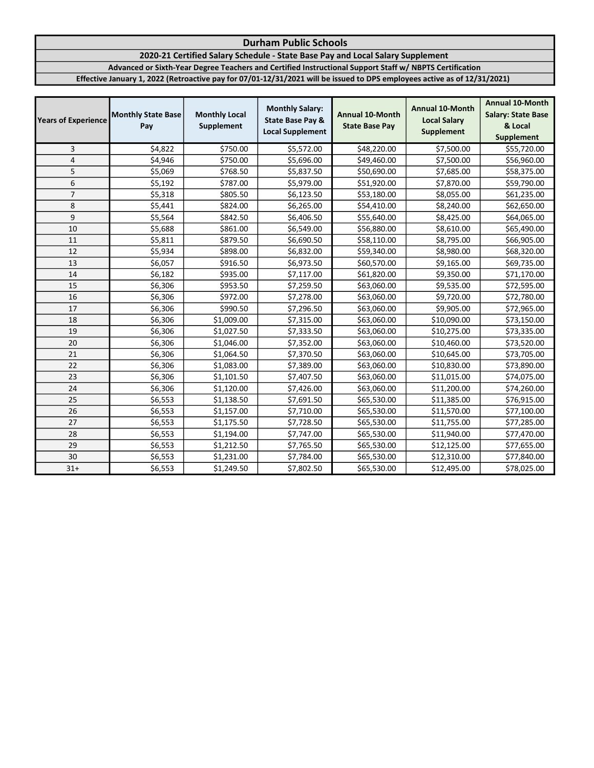# Durham Public Schools

## 2020-21 Certified Salary Schedule - State Base Pay and Local Salary Supplement

### Advanced or Sixth-Year Degree Teachers and Certified Instructional Support Staff w/ NBPTS Certification

**Effective January 1, 2022 (Retroactive pay for 07/01-12/31/2021 will be issued to DPS employees active as of 12/31/2021)**

| Years of Experience | Monthly State Base Pay | Monthly Local Supplement | Monthly Salary: State Base Pay & Local Supplement | Annual 10-Month State Base Pay | Annual 10-Month Local Salary Supplement | Annual 10-Month Salary: State Base & Local Supplement |
|---|---|---|---|---|---|---|
| 3 | $4,822 | $750.00 | $5,572.00 | $48,220.00 | $7,500.00 | $55,720.00 |
| 4 | $4,946 | $750.00 | $5,696.00 | $49,460.00 | $7,500.00 | $56,960.00 |
| 5 | $5,069 | $768.50 | $5,837.50 | $50,690.00 | $7,685.00 | $58,375.00 |
| 6 | $5,192 | $787.00 | $5,979.00 | $51,920.00 | $7,870.00 | $59,790.00 |
| 7 | $5,318 | $805.50 | $6,123.50 | $53,180.00 | $8,055.00 | $61,235.00 |
| 8 | $5,441 | $824.00 | $6,265.00 | $54,410.00 | $8,240.00 | $62,650.00 |
| 9 | $5,564 | $842.50 | $6,406.50 | $55,640.00 | $8,425.00 | $64,065.00 |
| 10 | $5,688 | $861.00 | $6,549.00 | $56,880.00 | $8,610.00 | $65,490.00 |
| 11 | $5,811 | $879.50 | $6,690.50 | $58,110.00 | $8,795.00 | $66,905.00 |
| 12 | $5,934 | $898.00 | $6,832.00 | $59,340.00 | $8,980.00 | $68,320.00 |
| 13 | $6,057 | $916.50 | $6,973.50 | $60,570.00 | $9,165.00 | $69,735.00 |
| 14 | $6,182 | $935.00 | $7,117.00 | $61,820.00 | $9,350.00 | $71,170.00 |
| 15 | $6,306 | $953.50 | $7,259.50 | $63,060.00 | $9,535.00 | $72,595.00 |
| 16 | $6,306 | $972.00 | $7,278.00 | $63,060.00 | $9,720.00 | $72,780.00 |
| 17 | $6,306 | $990.50 | $7,296.50 | $63,060.00 | $9,905.00 | $72,965.00 |
| 18 | $6,306 | $1,009.00 | $7,315.00 | $63,060.00 | $10,090.00 | $73,150.00 |
| 19 | $6,306 | $1,027.50 | $7,333.50 | $63,060.00 | $10,275.00 | $73,335.00 |
| 20 | $6,306 | $1,046.00 | $7,352.00 | $63,060.00 | $10,460.00 | $73,520.00 |
| 21 | $6,306 | $1,064.50 | $7,370.50 | $63,060.00 | $10,645.00 | $73,705.00 |
| 22 | $6,306 | $1,083.00 | $7,389.00 | $63,060.00 | $10,830.00 | $73,890.00 |
| 23 | $6,306 | $1,101.50 | $7,407.50 | $63,060.00 | $11,015.00 | $74,075.00 |
| 24 | $6,306 | $1,120.00 | $7,426.00 | $63,060.00 | $11,200.00 | $74,260.00 |
| 25 | $6,553 | $1,138.50 | $7,691.50 | $65,530.00 | $11,385.00 | $76,915.00 |
| 26 | $6,553 | $1,157.00 | $7,710.00 | $65,530.00 | $11,570.00 | $77,100.00 |
| 27 | $6,553 | $1,175.50 | $7,728.50 | $65,530.00 | $11,755.00 | $77,285.00 |
| 28 | $6,553 | $1,194.00 | $7,747.00 | $65,530.00 | $11,940.00 | $77,470.00 |
| 29 | $6,553 | $1,212.50 | $7,765.50 | $65,530.00 | $12,125.00 | $77,655.00 |
| 30 | $6,553 | $1,231.00 | $7,784.00 | $65,530.00 | $12,310.00 | $77,840.00 |
| 31+ | $6,553 | $1,249.50 | $7,802.50 | $65,530.00 | $12,495.00 | $78,025.00 |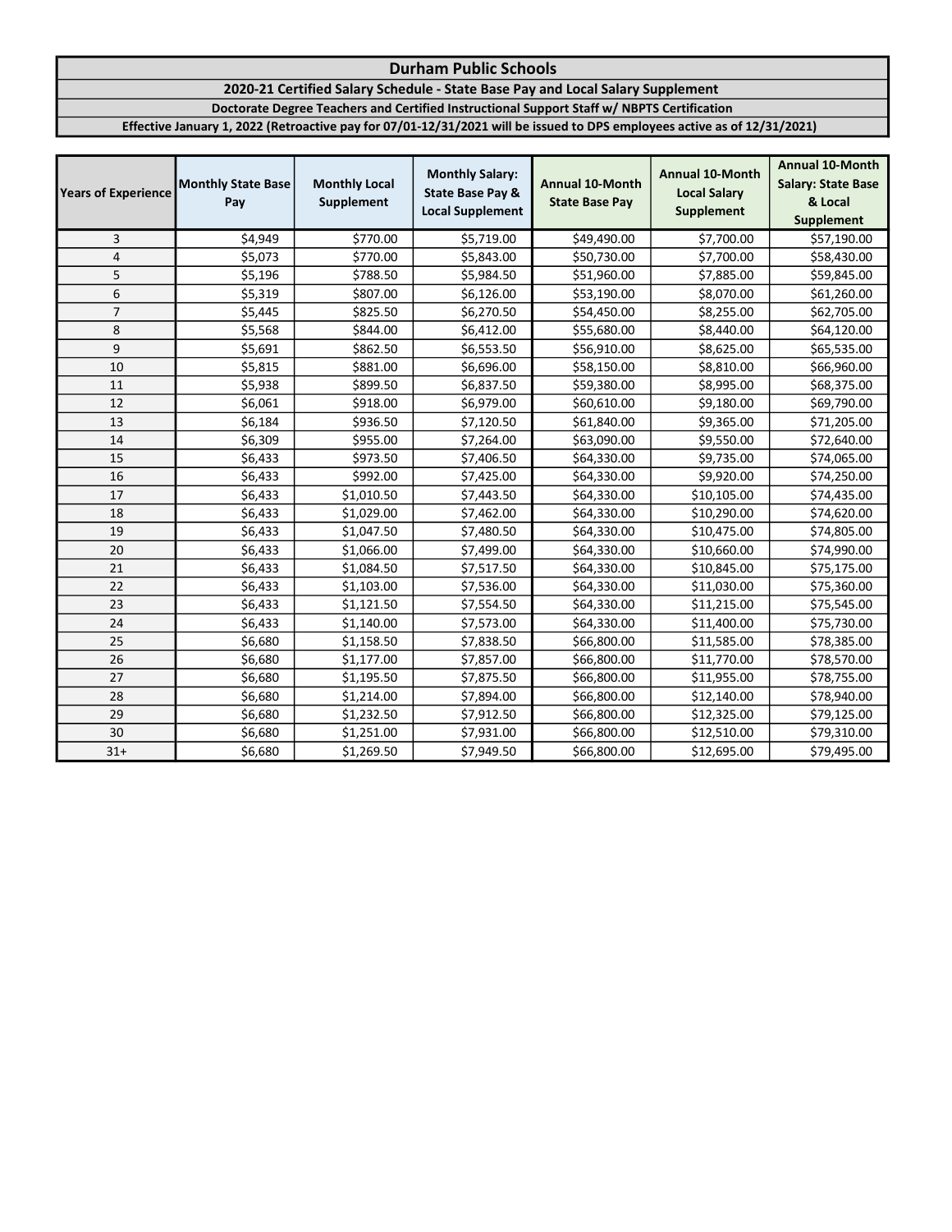# Durham Public Schools

## 2020-21 Certified Salary Schedule - State Base Pay and Local Salary Supplement

### Doctorate Degree Teachers and Certified Instructional Support Staff w/ NBPTS Certification

**Effective January 1, 2022 (Retroactive pay for 07/01-12/31/2021 will be issued to DPS employees active as of 12/31/2021)**

| Years of Experience | Monthly State Base Pay | Monthly Local Supplement | Monthly Salary: State Base Pay & Local Supplement | Annual 10-Month State Base Pay | Annual 10-Month Local Salary Supplement | Annual 10-Month Salary: State Base & Local Supplement |
|---|---|---|---|---|---|---|
| 3 | $4,949 | $770.00 | $5,719.00 | $49,490.00 | $7,700.00 | $57,190.00 |
| 4 | $5,073 | $770.00 | $5,843.00 | $50,730.00 | $7,700.00 | $58,430.00 |
| 5 | $5,196 | $788.50 | $5,984.50 | $51,960.00 | $7,885.00 | $59,845.00 |
| 6 | $5,319 | $807.00 | $6,126.00 | $53,190.00 | $8,070.00 | $61,260.00 |
| 7 | $5,445 | $825.50 | $6,270.50 | $54,450.00 | $8,255.00 | $62,705.00 |
| 8 | $5,568 | $844.00 | $6,412.00 | $55,680.00 | $8,440.00 | $64,120.00 |
| 9 | $5,691 | $862.50 | $6,553.50 | $56,910.00 | $8,625.00 | $65,535.00 |
| 10 | $5,815 | $881.00 | $6,696.00 | $58,150.00 | $8,810.00 | $66,960.00 |
| 11 | $5,938 | $899.50 | $6,837.50 | $59,380.00 | $8,995.00 | $68,375.00 |
| 12 | $6,061 | $918.00 | $6,979.00 | $60,610.00 | $9,180.00 | $69,790.00 |
| 13 | $6,184 | $936.50 | $7,120.50 | $61,840.00 | $9,365.00 | $71,205.00 |
| 14 | $6,309 | $955.00 | $7,264.00 | $63,090.00 | $9,550.00 | $72,640.00 |
| 15 | $6,433 | $973.50 | $7,406.50 | $64,330.00 | $9,735.00 | $74,065.00 |
| 16 | $6,433 | $992.00 | $7,425.00 | $64,330.00 | $9,920.00 | $74,250.00 |
| 17 | $6,433 | $1,010.50 | $7,443.50 | $64,330.00 | $10,105.00 | $74,435.00 |
| 18 | $6,433 | $1,029.00 | $7,462.00 | $64,330.00 | $10,290.00 | $74,620.00 |
| 19 | $6,433 | $1,047.50 | $7,480.50 | $64,330.00 | $10,475.00 | $74,805.00 |
| 20 | $6,433 | $1,066.00 | $7,499.00 | $64,330.00 | $10,660.00 | $74,990.00 |
| 21 | $6,433 | $1,084.50 | $7,517.50 | $64,330.00 | $10,845.00 | $75,175.00 |
| 22 | $6,433 | $1,103.00 | $7,536.00 | $64,330.00 | $11,030.00 | $75,360.00 |
| 23 | $6,433 | $1,121.50 | $7,554.50 | $64,330.00 | $11,215.00 | $75,545.00 |
| 24 | $6,433 | $1,140.00 | $7,573.00 | $64,330.00 | $11,400.00 | $75,730.00 |
| 25 | $6,680 | $1,158.50 | $7,838.50 | $66,800.00 | $11,585.00 | $78,385.00 |
| 26 | $6,680 | $1,177.00 | $7,857.00 | $66,800.00 | $11,770.00 | $78,570.00 |
| 27 | $6,680 | $1,195.50 | $7,875.50 | $66,800.00 | $11,955.00 | $78,755.00 |
| 28 | $6,680 | $1,214.00 | $7,894.00 | $66,800.00 | $12,140.00 | $78,940.00 |
| 29 | $6,680 | $1,232.50 | $7,912.50 | $66,800.00 | $12,325.00 | $79,125.00 |
| 30 | $6,680 | $1,251.00 | $7,931.00 | $66,800.00 | $12,510.00 | $79,310.00 |
| 31+ | $6,680 | $1,269.50 | $7,949.50 | $66,800.00 | $12,695.00 | $79,495.00 |